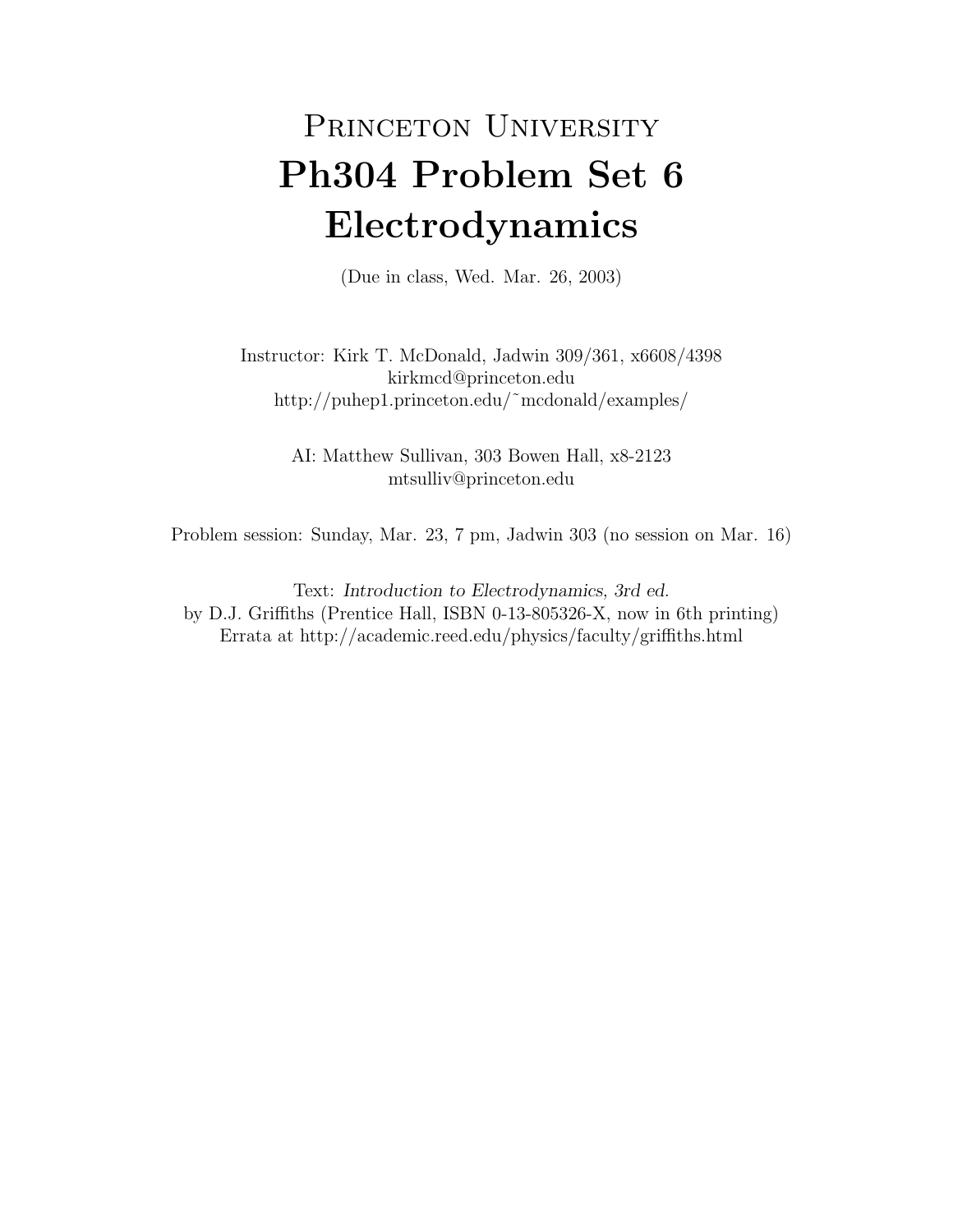# Princeton University
# Ph304 Problem Set 6
# Electrodynamics

(Due in class, Wed. Mar. 26, 2003)

Instructor: Kirk T. McDonald, Jadwin 309/361, x6608/4398
kirkmcd@princeton.edu
http://puhep1.princeton.edu/~mcdonald/examples/

AI: Matthew Sullivan, 303 Bowen Hall, x8-2123
mtsulliv@princeton.edu

Problem session: Sunday, Mar. 23, 7 pm, Jadwin 303 (no session on Mar. 16)

Text: *Introduction to Electrodynamics, 3rd ed.*
by D.J. Griffiths (Prentice Hall, ISBN 0-13-805326-X, now in 6th printing)
Errata at http://academic.reed.edu/physics/faculty/griffiths.html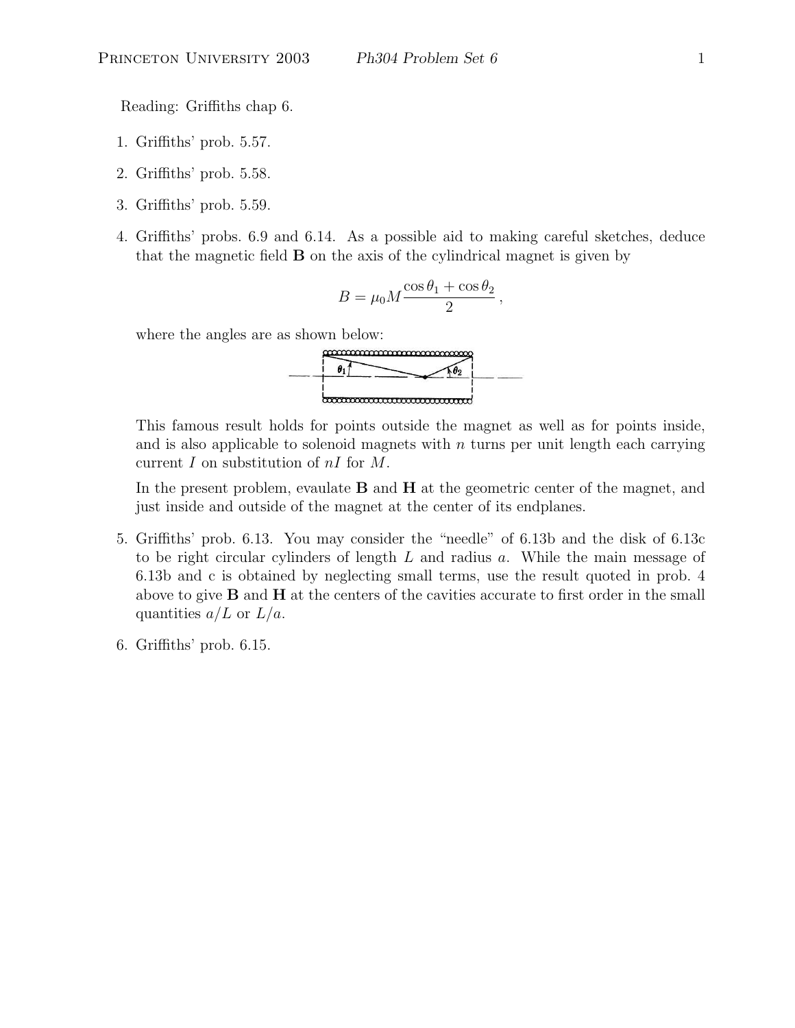Reading: Griffiths chap 6.

1. Griffiths' prob. 5.57.

2. Griffiths' prob. 5.58.

3. Griffiths' prob. 5.59.

4. Griffiths' probs. 6.9 and 6.14. As a possible aid to making careful sketches, deduce that the magnetic field **B** on the axis of the cylindrical magnet is given by

$$B = \mu_0 M \frac{\cos\theta_1 + \cos\theta_2}{2},$$

   where the angles are as shown below:

   This famous result holds for points outside the magnet as well as for points inside, and is also applicable to solenoid magnets with $n$ turns per unit length each carrying current $I$ on substitution of $nI$ for $M$.

   In the present problem, evaulate **B** and **H** at the geometric center of the magnet, and just inside and outside of the magnet at the center of its endplanes.

5. Griffiths' prob. 6.13. You may consider the "needle" of 6.13b and the disk of 6.13c to be right circular cylinders of length $L$ and radius $a$. While the main message of 6.13b and c is obtained by neglecting small terms, use the result quoted in prob. 4 above to give **B** and **H** at the centers of the cavities accurate to first order in the small quantities $a/L$ or $L/a$.

6. Griffiths' prob. 6.15.